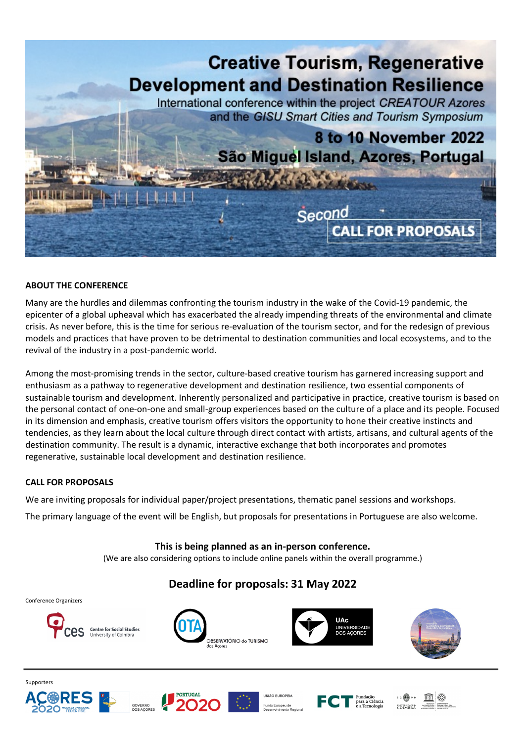# Creative Tourism, Regenerative Development and Destination Resilience

International conference within the project *CREATOUR Azores* and the *GISU Smart Cities and Tourism Symposium*

**8 to 10 November 2022**

**São Miguel Island, Azores, Portugal**

Second

**CALL FOR PROPOSALS**

## ABOUT THE CONFERENCE

Many are the hurdles and dilemmas confronting the tourism industry in the wake of the Covid-19 pandemic, the epicenter of a global upheaval which has exacerbated the already impending threats of the environmental and climate crisis. As never before, this is the time for serious re-evaluation of the tourism sector, and for the redesign of previous models and practices that have proven to be detrimental to destination communities and local ecosystems, and to the revival of the industry in a post-pandemic world.

Among the most-promising trends in the sector, culture-based creative tourism has garnered increasing support and enthusiasm as a pathway to regenerative development and destination resilience, two essential components of sustainable tourism and development. Inherently personalized and participative in practice, creative tourism is based on the personal contact of one-on-one and small-group experiences based on the culture of a place and its people. Focused in its dimension and emphasis, creative tourism offers visitors the opportunity to hone their creative instincts and tendencies, as they learn about the local culture through direct contact with artists, artisans, and cultural agents of the destination community. The result is a dynamic, interactive exchange that both incorporates and promotes regenerative, sustainable local development and destination resilience.

## CALL FOR PROPOSALS

We are inviting proposals for individual paper/project presentations, thematic panel sessions and workshops.

The primary language of the event will be English, but proposals for presentations in Portuguese are also welcome.

**This is being planned as an in-person conference.**

(We are also considering options to include online panels within the overall programme.)

**Deadline for proposals: 31 May 2022**

Conference Organizers

ces Centre for Social Studies University of Coimbra

OTA Observatório do Turismo dos Açores

UAc Universidade dos Açores

Supporters

Açores 2020 Programa Operacional FEDER FSE

Governo dos Açores

Portugal 2020

União Europeia Fundo Europeu de Desenvolvimento Regional

FCT Fundação para a Ciência e a Tecnologia

Universidade de Coimbra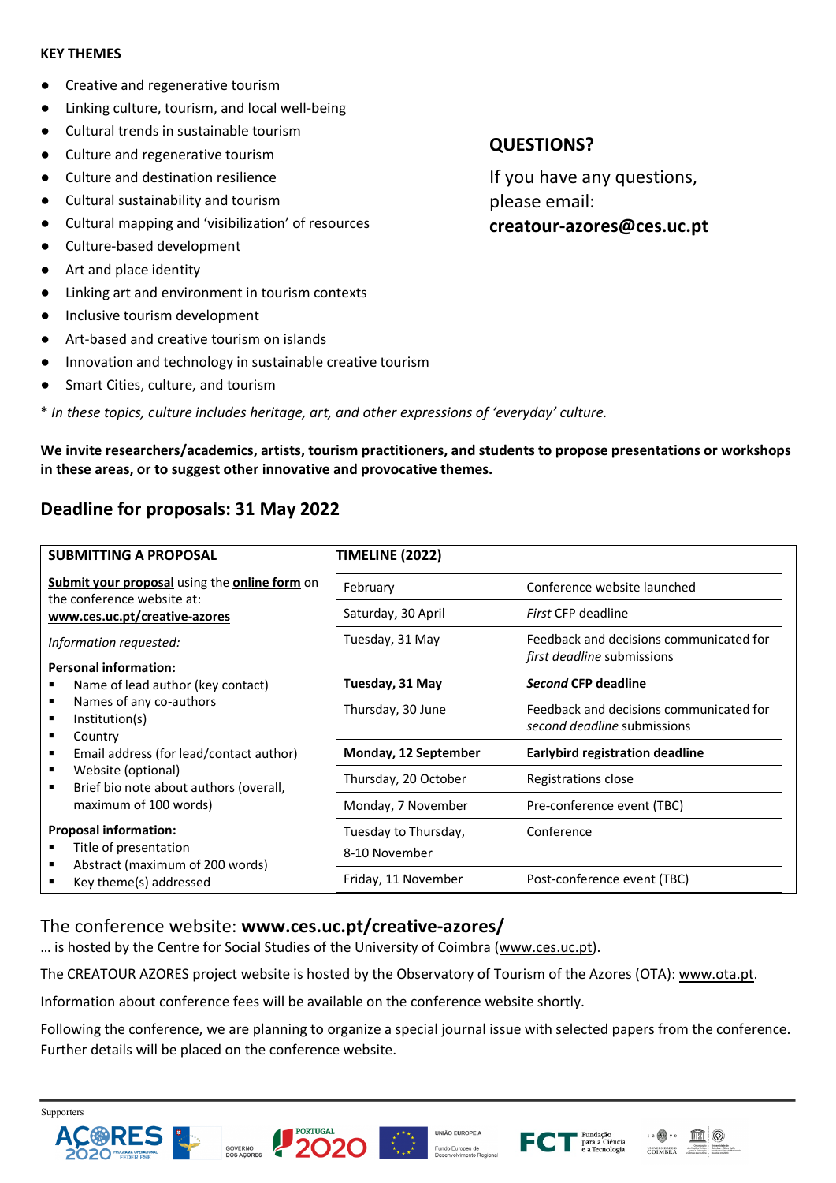**KEY THEMES**

- Creative and regenerative tourism
- Linking culture, tourism, and local well-being
- Cultural trends in sustainable tourism
- Culture and regenerative tourism
- Culture and destination resilience
- Cultural sustainability and tourism
- Cultural mapping and 'visibilization' of resources
- Culture-based development
- Art and place identity
- Linking art and environment in tourism contexts
- Inclusive tourism development
- Art-based and creative tourism on islands
- Innovation and technology in sustainable creative tourism
- Smart Cities, culture, and tourism

\* *In these topics, culture includes heritage, art, and other expressions of 'everyday' culture.*

## QUESTIONS?

If you have any questions, please email:
**creatour-azores@ces.uc.pt**

**We invite researchers/academics, artists, tourism practitioners, and students to propose presentations or workshops in these areas, or to suggest other innovative and provocative themes.**

## Deadline for proposals: 31 May 2022

**SUBMITTING A PROPOSAL**

**Submit your proposal** using the **online form** on the conference website at: **www.ces.uc.pt/creative-azores**

*Information requested:*

**Personal information:**

- Name of lead author (key contact)
- Names of any co-authors
- Institution(s)
- Country
- Email address (for lead/contact author)
- Website (optional)
- Brief bio note about authors (overall, maximum of 100 words)

**Proposal information:**

- Title of presentation
- Abstract (maximum of 200 words)
- Key theme(s) addressed

**TIMELINE (2022)**

| Date | Event |
|---|---|
| February | Conference website launched |
| Saturday, 30 April | *First* CFP deadline |
| Tuesday, 31 May | Feedback and decisions communicated for *first deadline* submissions |
| **Tuesday, 31 May** | ***Second* CFP deadline** |
| Thursday, 30 June | Feedback and decisions communicated for *second deadline* submissions |
| **Monday, 12 September** | **Earlybird registration deadline** |
| Thursday, 20 October | Registrations close |
| Monday, 7 November | Pre-conference event (TBC) |
| Tuesday to Thursday, 8-10 November | Conference |
| Friday, 11 November | Post-conference event (TBC) |

## The conference website: **www.ces.uc.pt/creative-azores/**

… is hosted by the Centre for Social Studies of the University of Coimbra (www.ces.uc.pt).

The CREATOUR AZORES project website is hosted by the Observatory of Tourism of the Azores (OTA): www.ota.pt.

Information about conference fees will be available on the conference website shortly.

Following the conference, we are planning to organize a special journal issue with selected papers from the conference. Further details will be placed on the conference website.

Supporters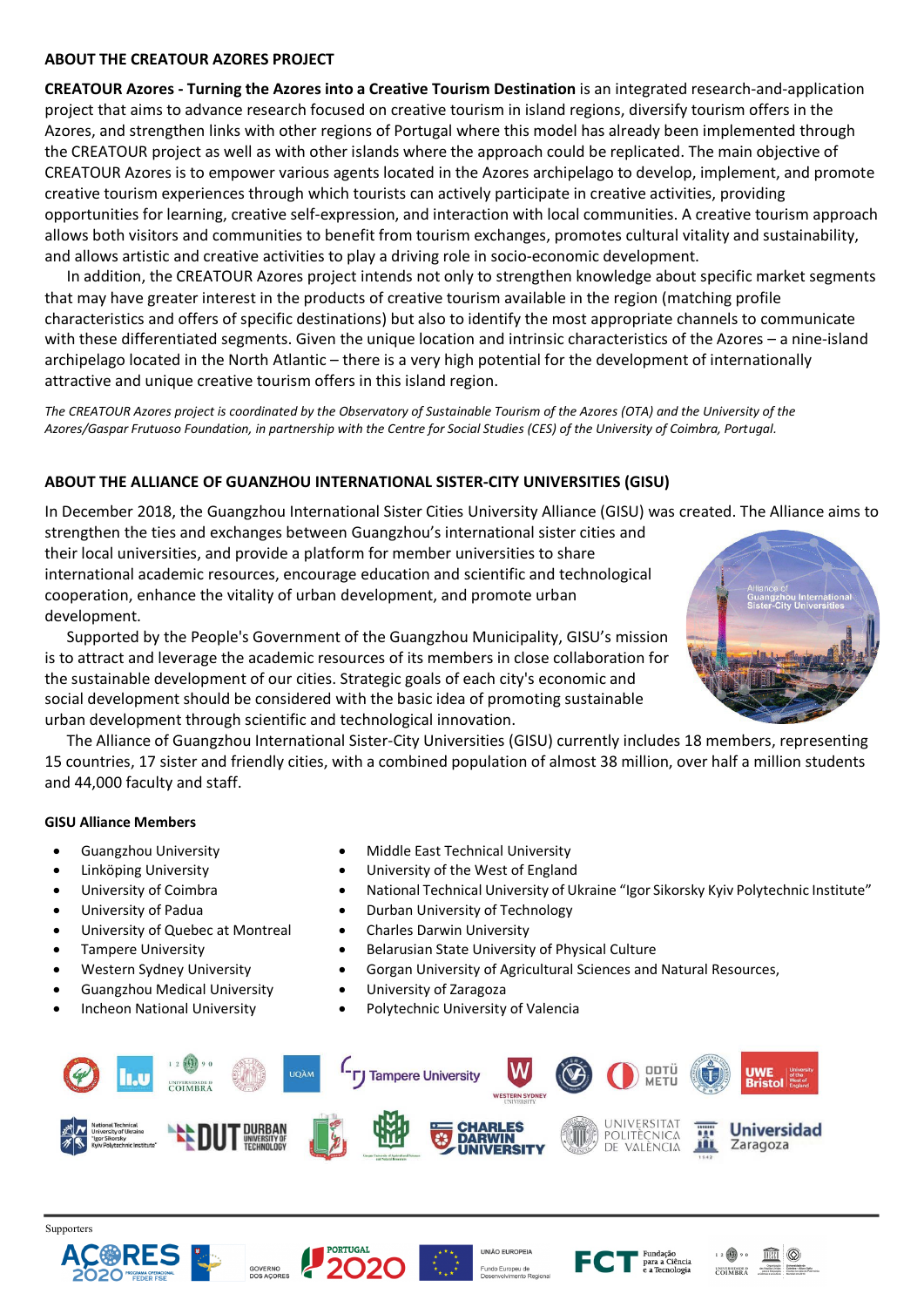## ABOUT THE CREATOUR AZORES PROJECT

**CREATOUR Azores - Turning the Azores into a Creative Tourism Destination** is an integrated research-and-application project that aims to advance research focused on creative tourism in island regions, diversify tourism offers in the Azores, and strengthen links with other regions of Portugal where this model has already been implemented through the CREATOUR project as well as with other islands where the approach could be replicated. The main objective of CREATOUR Azores is to empower various agents located in the Azores archipelago to develop, implement, and promote creative tourism experiences through which tourists can actively participate in creative activities, providing opportunities for learning, creative self-expression, and interaction with local communities. A creative tourism approach allows both visitors and communities to benefit from tourism exchanges, promotes cultural vitality and sustainability, and allows artistic and creative activities to play a driving role in socio-economic development.

In addition, the CREATOUR Azores project intends not only to strengthen knowledge about specific market segments that may have greater interest in the products of creative tourism available in the region (matching profile characteristics and offers of specific destinations) but also to identify the most appropriate channels to communicate with these differentiated segments. Given the unique location and intrinsic characteristics of the Azores – a nine-island archipelago located in the North Atlantic – there is a very high potential for the development of internationally attractive and unique creative tourism offers in this island region.

*The CREATOUR Azores project is coordinated by the Observatory of Sustainable Tourism of the Azores (OTA) and the University of the Azores/Gaspar Frutuoso Foundation, in partnership with the Centre for Social Studies (CES) of the University of Coimbra, Portugal.*

## ABOUT THE ALLIANCE OF GUANZHOU INTERNATIONAL SISTER-CITY UNIVERSITIES (GISU)

In December 2018, the Guangzhou International Sister Cities University Alliance (GISU) was created. The Alliance aims to strengthen the ties and exchanges between Guangzhou's international sister cities and their local universities, and provide a platform for member universities to share international academic resources, encourage education and scientific and technological cooperation, enhance the vitality of urban development, and promote urban development.

Supported by the People's Government of the Guangzhou Municipality, GISU's mission is to attract and leverage the academic resources of its members in close collaboration for the sustainable development of our cities. Strategic goals of each city's economic and social development should be considered with the basic idea of promoting sustainable urban development through scientific and technological innovation.

The Alliance of Guangzhou International Sister-City Universities (GISU) currently includes 18 members, representing 15 countries, 17 sister and friendly cities, with a combined population of almost 38 million, over half a million students and 44,000 faculty and staff.

### GISU Alliance Members

- Guangzhou University
- Linköping University
- University of Coimbra
- University of Padua
- University of Quebec at Montreal
- Tampere University
- Western Sydney University
- Guangzhou Medical University
- Incheon National University
- Middle East Technical University
- University of the West of England
- National Technical University of Ukraine "Igor Sikorsky Kyiv Polytechnic Institute"
- Durban University of Technology
- Charles Darwin University
- Belarusian State University of Physical Culture
- Gorgan University of Agricultural Sciences and Natural Resources,
- University of Zaragoza
- Polytechnic University of Valencia

Supporters